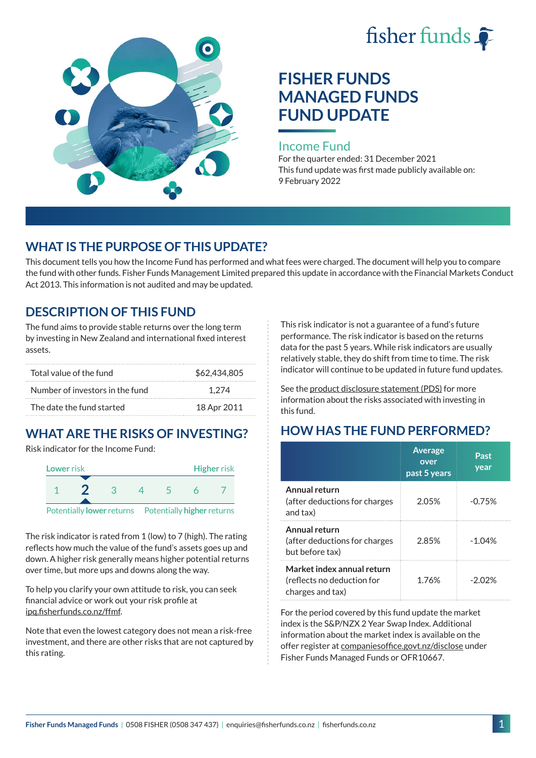fisher funds

# FISHER FUNDS MANAGED FUNDS FUND UPDATE

## Income Fund

For the quarter ended: 31 December 2021

This fund update was first made publicly available on: 9 February 2022

## WHAT IS THE PURPOSE OF THIS UPDATE?

This document tells you how the Income Fund has performed and what fees were charged. The document will help you to compare the fund with other funds. Fisher Funds Management Limited prepared this update in accordance with the Financial Markets Conduct Act 2013. This information is not audited and may be updated.

## DESCRIPTION OF THIS FUND

The fund aims to provide stable returns over the long term by investing in New Zealand and international fixed interest assets.

| | |
|---|---|
| Total value of the fund | $62,434,805 |
| Number of investors in the fund | 1,274 |
| The date the fund started | 18 Apr 2011 |

## WHAT ARE THE RISKS OF INVESTING?

Risk indicator for the Income Fund:

Lower risk — Higher risk

1 **2** 3 4 5 6 7

Potentially **lower** returns — Potentially **higher** returns

The risk indicator is rated from 1 (low) to 7 (high). The rating reflects how much the value of the fund's assets goes up and down. A higher risk generally means higher potential returns over time, but more ups and downs along the way.

To help you clarify your own attitude to risk, you can seek financial advice or work out your risk profile at ipq.fisherfunds.co.nz/ffmf.

Note that even the lowest category does not mean a risk-free investment, and there are other risks that are not captured by this rating.

This risk indicator is not a guarantee of a fund's future performance. The risk indicator is based on the returns data for the past 5 years. While risk indicators are usually relatively stable, they do shift from time to time. The risk indicator will continue to be updated in future fund updates.

See the product disclosure statement (PDS) for more information about the risks associated with investing in this fund.

## HOW HAS THE FUND PERFORMED?

| | Average over past 5 years | Past year |
|---|---|---|
| **Annual return** (after deductions for charges and tax) | 2.05% | -0.75% |
| **Annual return** (after deductions for charges but before tax) | 2.85% | -1.04% |
| **Market index annual return** (reflects no deduction for charges and tax) | 1.76% | -2.02% |

For the period covered by this fund update the market index is the S&P/NZX 2 Year Swap Index. Additional information about the market index is available on the offer register at companiesoffice.govt.nz/disclose under Fisher Funds Managed Funds or OFR10667.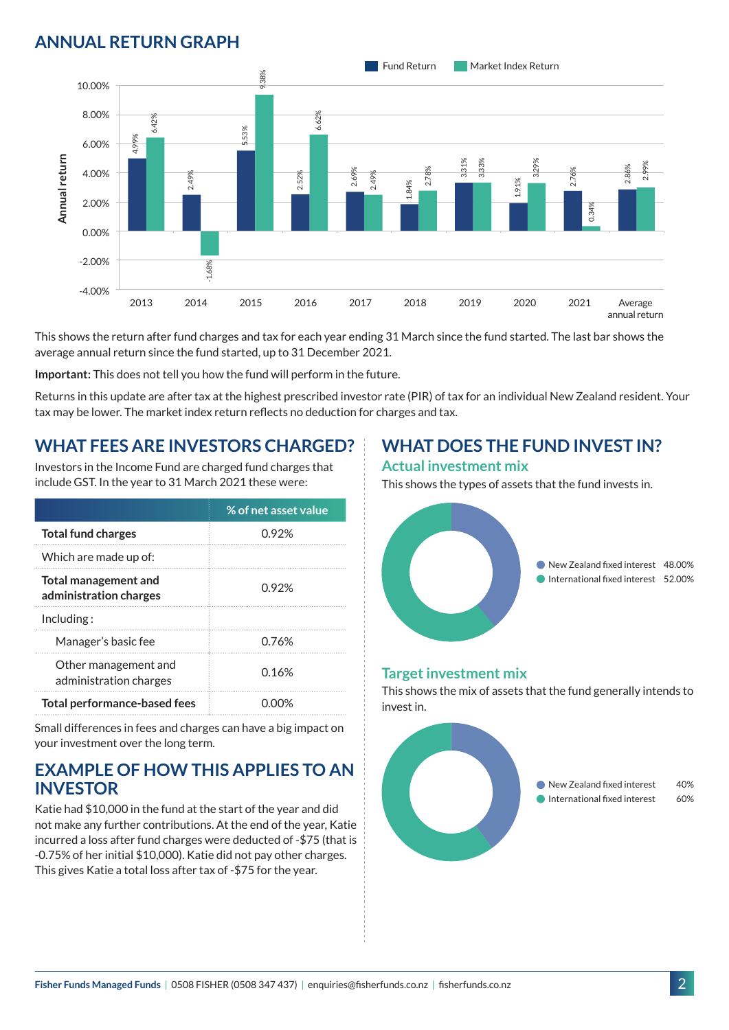## ANNUAL RETURN GRAPH

| Year | Fund Return | Market Index Return |
|---|---|---|
| 2013 | 4.99% | 6.42% |
| 2014 | 2.49% | -1.68% |
| 2015 | 5.53% | 9.38% |
| 2016 | 2.52% | 6.62% |
| 2017 | 2.69% | 2.49% |
| 2018 | 1.84% | 2.78% |
| 2019 | 3.31% | 3.33% |
| 2020 | 1.91% | 3.29% |
| 2021 | 2.76% | 0.34% |
| Average annual return | 2.86% | 2.99% |

This shows the return after fund charges and tax for each year ending 31 March since the fund started. The last bar shows the average annual return since the fund started, up to 31 December 2021.

**Important:** This does not tell you how the fund will perform in the future.

Returns in this update are after tax at the highest prescribed investor rate (PIR) of tax for an individual New Zealand resident. Your tax may be lower. The market index return reflects no deduction for charges and tax.

## WHAT FEES ARE INVESTORS CHARGED?

Investors in the Income Fund are charged fund charges that include GST. In the year to 31 March 2021 these were:

| | % of net asset value |
|---|---|
| **Total fund charges** | 0.92% |
| Which are made up of: | |
| **Total management and administration charges** | 0.92% |
| Including : | |
| Manager's basic fee | 0.76% |
| Other management and administration charges | 0.16% |
| **Total performance-based fees** | 0.00% |

Small differences in fees and charges can have a big impact on your investment over the long term.

## EXAMPLE OF HOW THIS APPLIES TO AN INVESTOR

Katie had $10,000 in the fund at the start of the year and did not make any further contributions. At the end of the year, Katie incurred a loss after fund charges were deducted of -$75 (that is -0.75% of her initial $10,000). Katie did not pay other charges. This gives Katie a total loss after tax of -$75 for the year.

## WHAT DOES THE FUND INVEST IN?

### Actual investment mix

This shows the types of assets that the fund invests in.

| Asset | % |
|---|---|
| New Zealand fixed interest | 48.00% |
| International fixed interest | 52.00% |

### Target investment mix

This shows the mix of assets that the fund generally intends to invest in.

| Asset | % |
|---|---|
| New Zealand fixed interest | 40% |
| International fixed interest | 60% |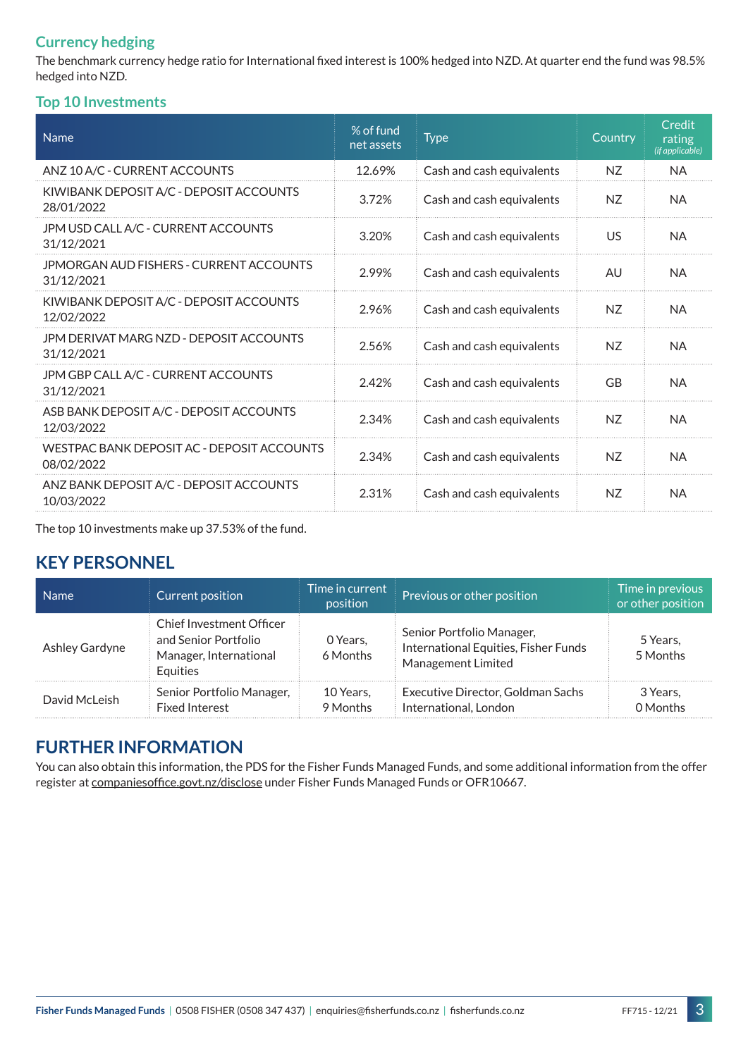## Currency hedging

The benchmark currency hedge ratio for International fixed interest is 100% hedged into NZD. At quarter end the fund was 98.5% hedged into NZD.

## Top 10 Investments

| Name | % of fund net assets | Type | Country | Credit rating *(if applicable)* |
|---|---|---|---|---|
| ANZ 10 A/C - CURRENT ACCOUNTS | 12.69% | Cash and cash equivalents | NZ | NA |
| KIWIBANK DEPOSIT A/C - DEPOSIT ACCOUNTS 28/01/2022 | 3.72% | Cash and cash equivalents | NZ | NA |
| JPM USD CALL A/C - CURRENT ACCOUNTS 31/12/2021 | 3.20% | Cash and cash equivalents | US | NA |
| JPMORGAN AUD FISHERS - CURRENT ACCOUNTS 31/12/2021 | 2.99% | Cash and cash equivalents | AU | NA |
| KIWIBANK DEPOSIT A/C - DEPOSIT ACCOUNTS 12/02/2022 | 2.96% | Cash and cash equivalents | NZ | NA |
| JPM DERIVAT MARG NZD - DEPOSIT ACCOUNTS 31/12/2021 | 2.56% | Cash and cash equivalents | NZ | NA |
| JPM GBP CALL A/C - CURRENT ACCOUNTS 31/12/2021 | 2.42% | Cash and cash equivalents | GB | NA |
| ASB BANK DEPOSIT A/C - DEPOSIT ACCOUNTS 12/03/2022 | 2.34% | Cash and cash equivalents | NZ | NA |
| WESTPAC BANK DEPOSIT AC - DEPOSIT ACCOUNTS 08/02/2022 | 2.34% | Cash and cash equivalents | NZ | NA |
| ANZ BANK DEPOSIT A/C - DEPOSIT ACCOUNTS 10/03/2022 | 2.31% | Cash and cash equivalents | NZ | NA |

The top 10 investments make up 37.53% of the fund.

## KEY PERSONNEL

| Name | Current position | Time in current position | Previous or other position | Time in previous or other position |
|---|---|---|---|---|
| Ashley Gardyne | Chief Investment Officer and Senior Portfolio Manager, International Equities | 0 Years, 6 Months | Senior Portfolio Manager, International Equities, Fisher Funds Management Limited | 5 Years, 5 Months |
| David McLeish | Senior Portfolio Manager, Fixed Interest | 10 Years, 9 Months | Executive Director, Goldman Sachs International, London | 3 Years, 0 Months |

## FURTHER INFORMATION

You can also obtain this information, the PDS for the Fisher Funds Managed Funds, and some additional information from the offer register at companiesoffice.govt.nz/disclose under Fisher Funds Managed Funds or OFR10667.